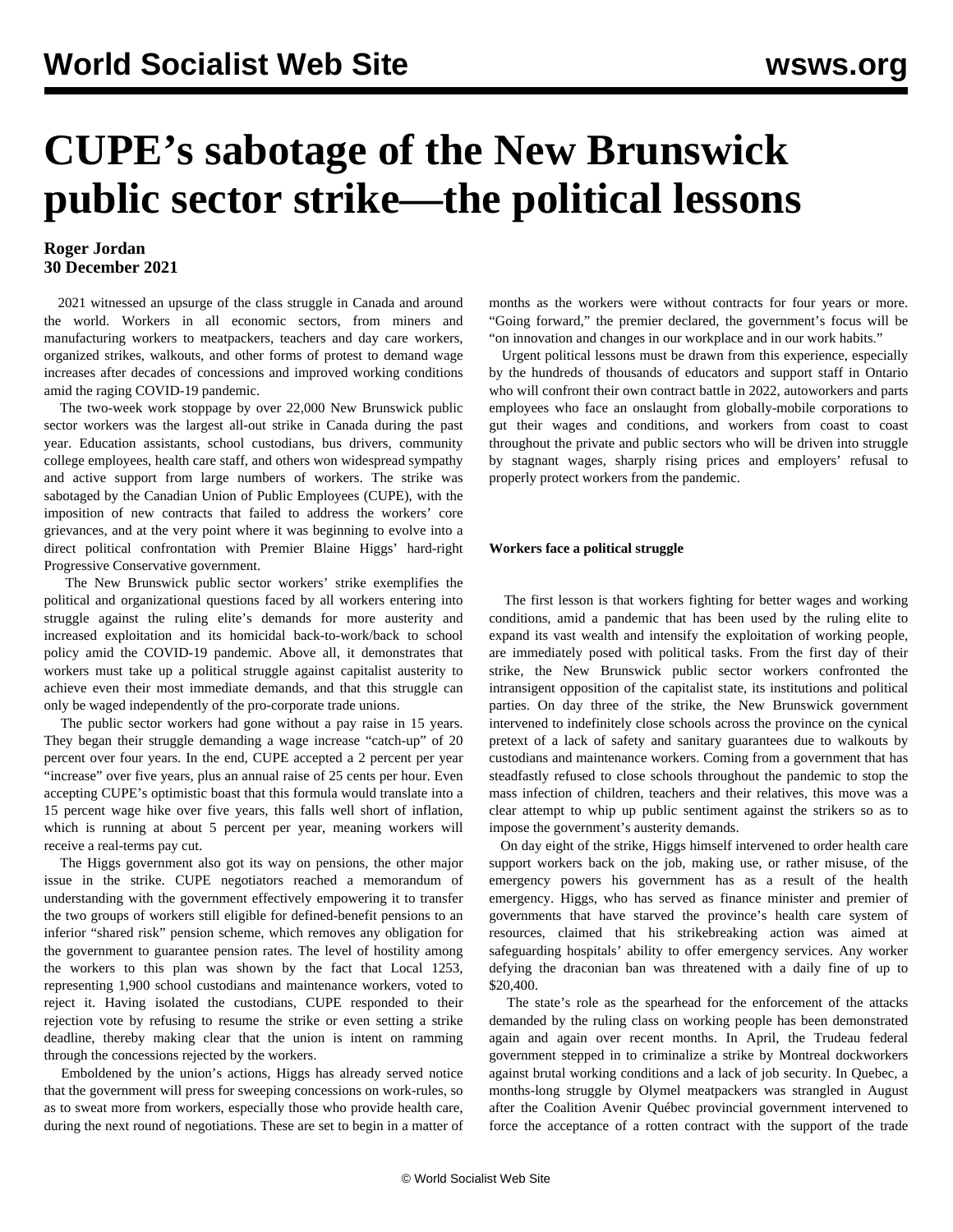# CUPE's sabotage of the New Brunswick public sector strike—the political lessons

**Roger Jordan**
**30 December 2021**

2021 witnessed an upsurge of the class struggle in Canada and around the world. Workers in all economic sectors, from miners and manufacturing workers to meatpackers, teachers and day care workers, organized strikes, walkouts, and other forms of protest to demand wage increases after decades of concessions and improved working conditions amid the raging COVID-19 pandemic.

The two-week work stoppage by over 22,000 New Brunswick public sector workers was the largest all-out strike in Canada during the past year. Education assistants, school custodians, bus drivers, community college employees, health care staff, and others won widespread sympathy and active support from large numbers of workers. The strike was sabotaged by the Canadian Union of Public Employees (CUPE), with the imposition of new contracts that failed to address the workers' core grievances, and at the very point where it was beginning to evolve into a direct political confrontation with Premier Blaine Higgs' hard-right Progressive Conservative government.

The New Brunswick public sector workers' strike exemplifies the political and organizational questions faced by all workers entering into struggle against the ruling elite's demands for more austerity and increased exploitation and its homicidal back-to-work/back to school policy amid the COVID-19 pandemic. Above all, it demonstrates that workers must take up a political struggle against capitalist austerity to achieve even their most immediate demands, and that this struggle can only be waged independently of the pro-corporate trade unions.

The public sector workers had gone without a pay raise in 15 years. They began their struggle demanding a wage increase "catch-up" of 20 percent over four years. In the end, CUPE accepted a 2 percent per year "increase" over five years, plus an annual raise of 25 cents per hour. Even accepting CUPE's optimistic boast that this formula would translate into a 15 percent wage hike over five years, this falls well short of inflation, which is running at about 5 percent per year, meaning workers will receive a real-terms pay cut.

The Higgs government also got its way on pensions, the other major issue in the strike. CUPE negotiators reached a memorandum of understanding with the government effectively empowering it to transfer the two groups of workers still eligible for defined-benefit pensions to an inferior "shared risk" pension scheme, which removes any obligation for the government to guarantee pension rates. The level of hostility among the workers to this plan was shown by the fact that Local 1253, representing 1,900 school custodians and maintenance workers, voted to reject it. Having isolated the custodians, CUPE responded to their rejection vote by refusing to resume the strike or even setting a strike deadline, thereby making clear that the union is intent on ramming through the concessions rejected by the workers.

Emboldened by the union's actions, Higgs has already served notice that the government will press for sweeping concessions on work-rules, so as to sweat more from workers, especially those who provide health care, during the next round of negotiations. These are set to begin in a matter of months as the workers were without contracts for four years or more. "Going forward," the premier declared, the government's focus will be "on innovation and changes in our workplace and in our work habits."

Urgent political lessons must be drawn from this experience, especially by the hundreds of thousands of educators and support staff in Ontario who will confront their own contract battle in 2022, autoworkers and parts employees who face an onslaught from globally-mobile corporations to gut their wages and conditions, and workers from coast to coast throughout the private and public sectors who will be driven into struggle by stagnant wages, sharply rising prices and employers' refusal to properly protect workers from the pandemic.

**Workers face a political struggle**

The first lesson is that workers fighting for better wages and working conditions, amid a pandemic that has been used by the ruling elite to expand its vast wealth and intensify the exploitation of working people, are immediately posed with political tasks. From the first day of their strike, the New Brunswick public sector workers confronted the intransigent opposition of the capitalist state, its institutions and political parties. On day three of the strike, the New Brunswick government intervened to indefinitely close schools across the province on the cynical pretext of a lack of safety and sanitary guarantees due to walkouts by custodians and maintenance workers. Coming from a government that has steadfastly refused to close schools throughout the pandemic to stop the mass infection of children, teachers and their relatives, this move was a clear attempt to whip up public sentiment against the strikers so as to impose the government's austerity demands.

On day eight of the strike, Higgs himself intervened to order health care support workers back on the job, making use, or rather misuse, of the emergency powers his government has as a result of the health emergency. Higgs, who has served as finance minister and premier of governments that have starved the province's health care system of resources, claimed that his strikebreaking action was aimed at safeguarding hospitals' ability to offer emergency services. Any worker defying the draconian ban was threatened with a daily fine of up to $20,400.

The state's role as the spearhead for the enforcement of the attacks demanded by the ruling class on working people has been demonstrated again and again over recent months. In April, the Trudeau federal government stepped in to criminalize a strike by Montreal dockworkers against brutal working conditions and a lack of job security. In Quebec, a months-long struggle by Olymel meatpackers was strangled in August after the Coalition Avenir Québec provincial government intervened to force the acceptance of a rotten contract with the support of the trade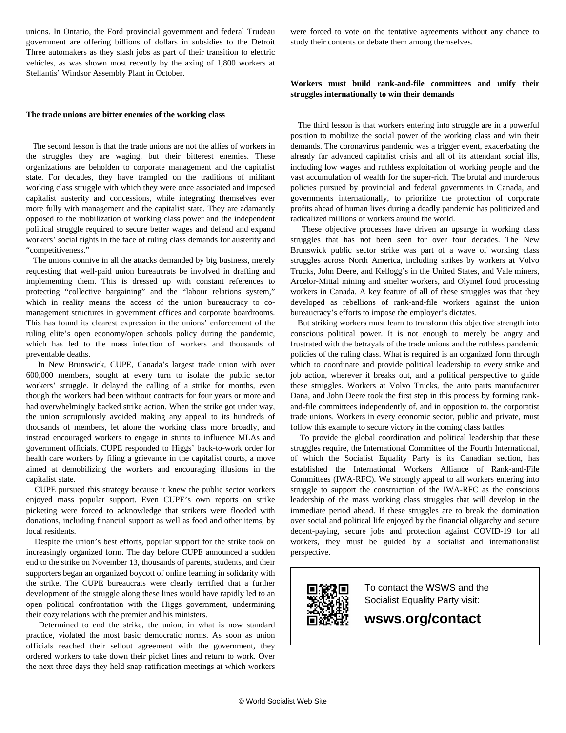unions. In Ontario, the Ford provincial government and federal Trudeau government are offering billions of dollars in subsidies to the Detroit Three automakers as they slash jobs as part of their transition to electric vehicles, as was shown most recently by the axing of 1,800 workers at Stellantis' Windsor Assembly Plant in October.

**The trade unions are bitter enemies of the working class**

The second lesson is that the trade unions are not the allies of workers in the struggles they are waging, but their bitterest enemies. These organizations are beholden to corporate management and the capitalist state. For decades, they have trampled on the traditions of militant working class struggle with which they were once associated and imposed capitalist austerity and concessions, while integrating themselves ever more fully with management and the capitalist state. They are adamantly opposed to the mobilization of working class power and the independent political struggle required to secure better wages and defend and expand workers' social rights in the face of ruling class demands for austerity and "competitiveness."

The unions connive in all the attacks demanded by big business, merely requesting that well-paid union bureaucrats be involved in drafting and implementing them. This is dressed up with constant references to protecting "collective bargaining" and the "labour relations system," which in reality means the access of the union bureaucracy to co-management structures in government offices and corporate boardrooms. This has found its clearest expression in the unions' enforcement of the ruling elite's open economy/open schools policy during the pandemic, which has led to the mass infection of workers and thousands of preventable deaths.

In New Brunswick, CUPE, Canada's largest trade union with over 600,000 members, sought at every turn to isolate the public sector workers' struggle. It delayed the calling of a strike for months, even though the workers had been without contracts for four years or more and had overwhelmingly backed strike action. When the strike got under way, the union scrupulously avoided making any appeal to its hundreds of thousands of members, let alone the working class more broadly, and instead encouraged workers to engage in stunts to influence MLAs and government officials. CUPE responded to Higgs' back-to-work order for health care workers by filing a grievance in the capitalist courts, a move aimed at demobilizing the workers and encouraging illusions in the capitalist state.

CUPE pursued this strategy because it knew the public sector workers enjoyed mass popular support. Even CUPE's own reports on strike picketing were forced to acknowledge that strikers were flooded with donations, including financial support as well as food and other items, by local residents.

Despite the union's best efforts, popular support for the strike took on increasingly organized form. The day before CUPE announced a sudden end to the strike on November 13, thousands of parents, students, and their supporters began an organized boycott of online learning in solidarity with the strike. The CUPE bureaucrats were clearly terrified that a further development of the struggle along these lines would have rapidly led to an open political confrontation with the Higgs government, undermining their cozy relations with the premier and his ministers.

Determined to end the strike, the union, in what is now standard practice, violated the most basic democratic norms. As soon as union officials reached their sellout agreement with the government, they ordered workers to take down their picket lines and return to work. Over the next three days they held snap ratification meetings at which workers were forced to vote on the tentative agreements without any chance to study their contents or debate them among themselves.

**Workers must build rank-and-file committees and unify their struggles internationally to win their demands**

The third lesson is that workers entering into struggle are in a powerful position to mobilize the social power of the working class and win their demands. The coronavirus pandemic was a trigger event, exacerbating the already far advanced capitalist crisis and all of its attendant social ills, including low wages and ruthless exploitation of working people and the vast accumulation of wealth for the super-rich. The brutal and murderous policies pursued by provincial and federal governments in Canada, and governments internationally, to prioritize the protection of corporate profits ahead of human lives during a deadly pandemic has politicized and radicalized millions of workers around the world.

These objective processes have driven an upsurge in working class struggles that has not been seen for over four decades. The New Brunswick public sector strike was part of a wave of working class struggles across North America, including strikes by workers at Volvo Trucks, John Deere, and Kellogg's in the United States, and Vale miners, Arcelor-Mittal mining and smelter workers, and Olymel food processing workers in Canada. A key feature of all of these struggles was that they developed as rebellions of rank-and-file workers against the union bureaucracy's efforts to impose the employer's dictates.

But striking workers must learn to transform this objective strength into conscious political power. It is not enough to merely be angry and frustrated with the betrayals of the trade unions and the ruthless pandemic policies of the ruling class. What is required is an organized form through which to coordinate and provide political leadership to every strike and job action, wherever it breaks out, and a political perspective to guide these struggles. Workers at Volvo Trucks, the auto parts manufacturer Dana, and John Deere took the first step in this process by forming rank-and-file committees independently of, and in opposition to, the corporatist trade unions. Workers in every economic sector, public and private, must follow this example to secure victory in the coming class battles.

To provide the global coordination and political leadership that these struggles require, the International Committee of the Fourth International, of which the Socialist Equality Party is its Canadian section, has established the International Workers Alliance of Rank-and-File Committees (IWA-RFC). We strongly appeal to all workers entering into struggle to support the construction of the IWA-RFC as the conscious leadership of the mass working class struggles that will develop in the immediate period ahead. If these struggles are to break the domination over social and political life enjoyed by the financial oligarchy and secure decent-paying, secure jobs and protection against COVID-19 for all workers, they must be guided by a socialist and internationalist perspective.

To contact the WSWS and the Socialist Equality Party visit:

**wsws.org/contact**